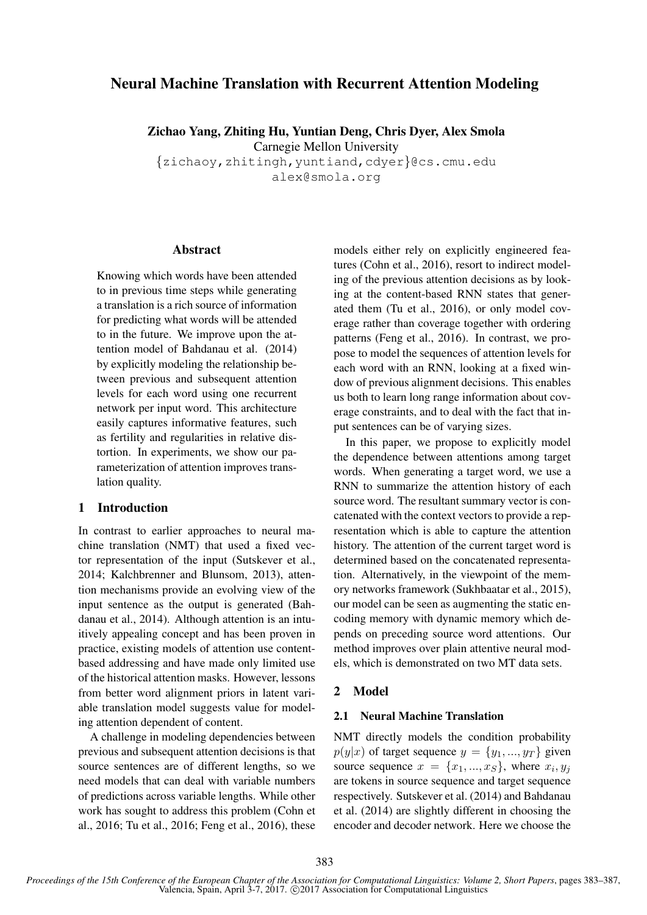# Neural Machine Translation with Recurrent Attention Modeling

**Zichao Yang, Zhiting Hu, Yuntian Deng, Chris Dyer, Alex Smola**
Carnegie Mellon University
{zichaoy,zhitingh,yuntiand,cdyer}@cs.cmu.edu
alex@smola.org

## Abstract

Knowing which words have been attended to in previous time steps while generating a translation is a rich source of information for predicting what words will be attended to in the future. We improve upon the attention model of Bahdanau et al. (2014) by explicitly modeling the relationship between previous and subsequent attention levels for each word using one recurrent network per input word. This architecture easily captures informative features, such as fertility and regularities in relative distortion. In experiments, we show our parameterization of attention improves translation quality.

## 1 Introduction

In contrast to earlier approaches to neural machine translation (NMT) that used a fixed vector representation of the input (Sutskever et al., 2014; Kalchbrenner and Blunsom, 2013), attention mechanisms provide an evolving view of the input sentence as the output is generated (Bahdanau et al., 2014). Although attention is an intuitively appealing concept and has been proven in practice, existing models of attention use content-based addressing and have made only limited use of the historical attention masks. However, lessons from better word alignment priors in latent variable translation model suggests value for modeling attention dependent of content.

A challenge in modeling dependencies between previous and subsequent attention decisions is that source sentences are of different lengths, so we need models that can deal with variable numbers of predictions across variable lengths. While other work has sought to address this problem (Cohn et al., 2016; Tu et al., 2016; Feng et al., 2016), these models either rely on explicitly engineered features (Cohn et al., 2016), resort to indirect modeling of the previous attention decisions as by looking at the content-based RNN states that generated them (Tu et al., 2016), or only model coverage rather than coverage together with ordering patterns (Feng et al., 2016). In contrast, we propose to model the sequences of attention levels for each word with an RNN, looking at a fixed window of previous alignment decisions. This enables us both to learn long range information about coverage constraints, and to deal with the fact that input sentences can be of varying sizes.

In this paper, we propose to explicitly model the dependence between attentions among target words. When generating a target word, we use a RNN to summarize the attention history of each source word. The resultant summary vector is concatenated with the context vectors to provide a representation which is able to capture the attention history. The attention of the current target word is determined based on the concatenated representation. Alternatively, in the viewpoint of the memory networks framework (Sukhbaatar et al., 2015), our model can be seen as augmenting the static encoding memory with dynamic memory which depends on preceding source word attentions. Our method improves over plain attentive neural models, which is demonstrated on two MT data sets.

## 2 Model

### 2.1 Neural Machine Translation

NMT directly models the condition probability $p(y|x)$ of target sequence $y = \{y_1, ..., y_T\}$ given source sequence $x = \{x_1, ..., x_S\}$, where $x_i, y_j$ are tokens in source sequence and target sequence respectively. Sutskever et al. (2014) and Bahdanau et al. (2014) are slightly different in choosing the encoder and decoder network. Here we choose the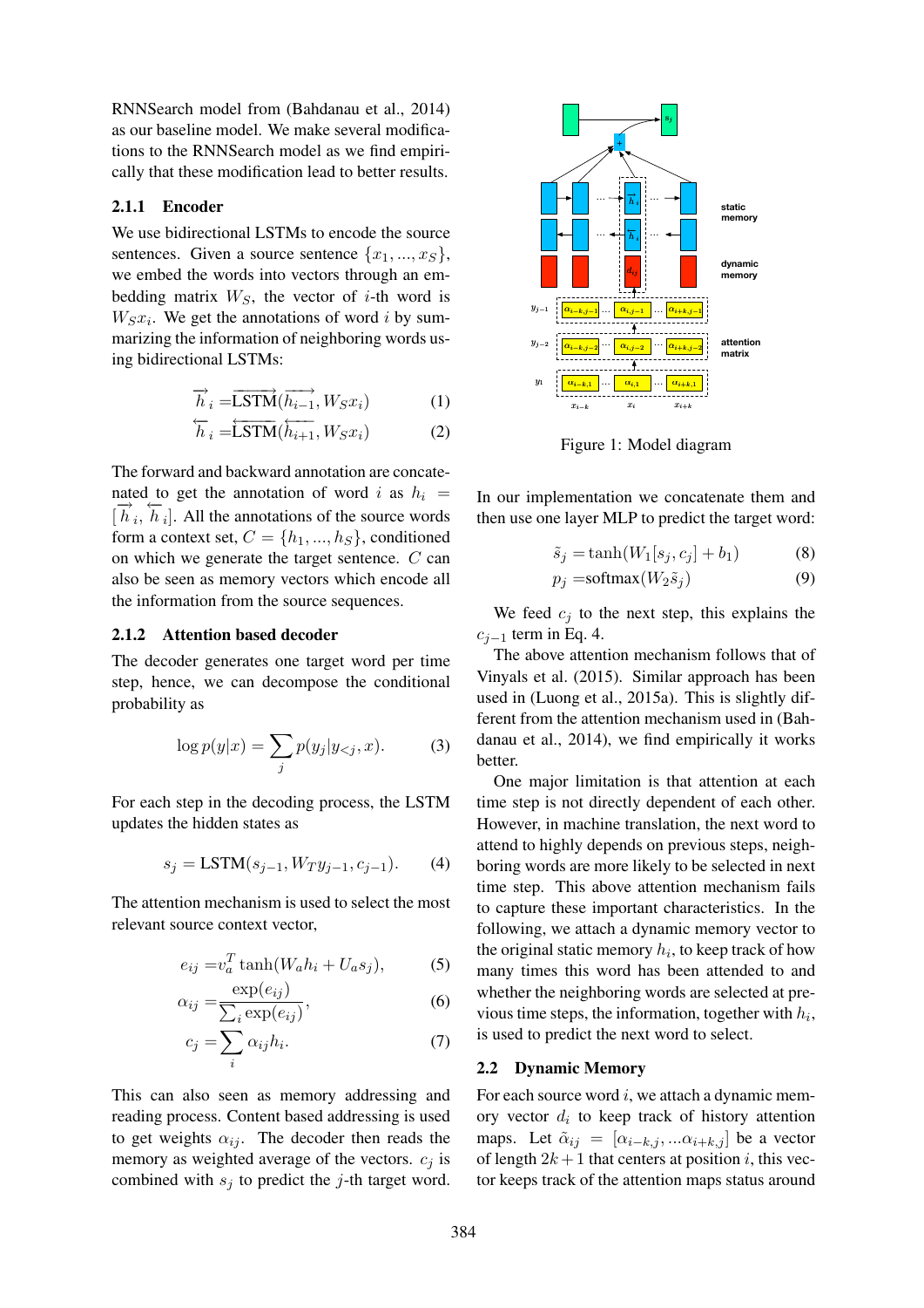RNNSearch model from (Bahdanau et al., 2014) as our baseline model. We make several modifications to the RNNSearch model as we find empirically that these modification lead to better results.

### 2.1.1 Encoder

We use bidirectional LSTMs to encode the source sentences. Given a source sentence $\{x_1, ..., x_S\}$, we embed the words into vectors through an embedding matrix $W_S$, the vector of $i$-th word is $W_S x_i$. We get the annotations of word $i$ by summarizing the information of neighboring words using bidirectional LSTMs:

$$\overrightarrow{h}_i = \overrightarrow{\text{LSTM}}(\overrightarrow{h_{i-1}}, W_S x_i) \quad (1)$$

$$\overleftarrow{h}_i = \overleftarrow{\text{LSTM}}(\overleftarrow{h_{i+1}}, W_S x_i) \quad (2)$$

The forward and backward annotation are concatenated to get the annotation of word $i$ as $h_i = [\overrightarrow{h}_i, \overleftarrow{h}_i]$. All the annotations of the source words form a context set, $C = \{h_1, ..., h_S\}$, conditioned on which we generate the target sentence. $C$ can also be seen as memory vectors which encode all the information from the source sequences.

### 2.1.2 Attention based decoder

The decoder generates one target word per time step, hence, we can decompose the conditional probability as

$$\log p(y|x) = \sum_j p(y_j | y_{<j}, x). \quad (3)$$

For each step in the decoding process, the LSTM updates the hidden states as

$$s_j = \text{LSTM}(s_{j-1}, W_T y_{j-1}, c_{j-1}). \quad (4)$$

The attention mechanism is used to select the most relevant source context vector,

$$e_{ij} = v_a^T \tanh(W_a h_i + U_a s_j), \quad (5)$$

$$\alpha_{ij} = \frac{\exp(e_{ij})}{\sum_i \exp(e_{ij})}, \quad (6)$$

$$c_j = \sum_i \alpha_{ij} h_i. \quad (7)$$

This can also seen as memory addressing and reading process. Content based addressing is used to get weights $\alpha_{ij}$. The decoder then reads the memory as weighted average of the vectors. $c_j$ is combined with $s_j$ to predict the $j$-th target word.

static memory

dynamic memory

attention matrix

Figure 1: Model diagram

In our implementation we concatenate them and then use one layer MLP to predict the target word:

$$\tilde{s}_j = \tanh(W_1[s_j, c_j] + b_1) \quad (8)$$

$$p_j = \text{softmax}(W_2 \tilde{s}_j) \quad (9)$$

We feed $c_j$ to the next step, this explains the $c_{j-1}$ term in Eq. 4.

The above attention mechanism follows that of Vinyals et al. (2015). Similar approach has been used in (Luong et al., 2015a). This is slightly different from the attention mechanism used in (Bahdanau et al., 2014), we find empirically it works better.

One major limitation is that attention at each time step is not directly dependent of each other. However, in machine translation, the next word to attend to highly depends on previous steps, neighboring words are more likely to be selected in next time step. This above attention mechanism fails to capture these important characteristics. In the following, we attach a dynamic memory vector to the original static memory $h_i$, to keep track of how many times this word has been attended to and whether the neighboring words are selected at previous time steps, the information, together with $h_i$, is used to predict the next word to select.

## 2.2 Dynamic Memory

For each source word $i$, we attach a dynamic memory vector $d_i$ to keep track of history attention maps. Let $\tilde{\alpha}_{ij} = [\alpha_{i-k,j}, ...\alpha_{i+k,j}]$ be a vector of length $2k + 1$ that centers at position $i$, this vector keeps track of the attention maps status around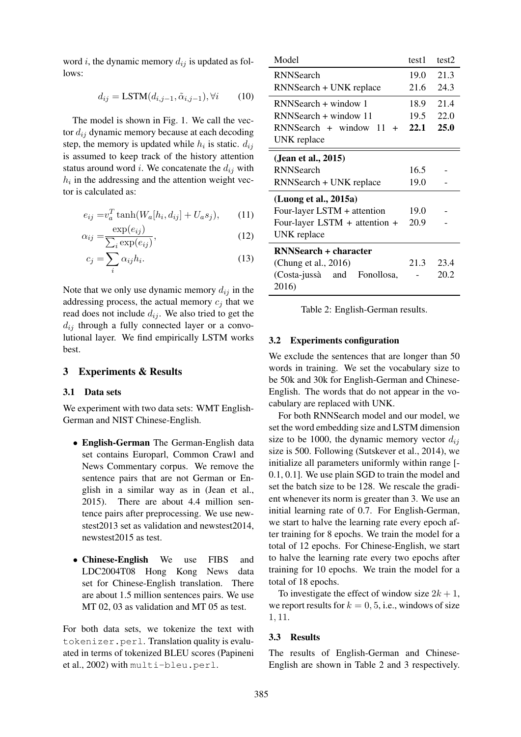word $i$, the dynamic memory $d_{ij}$ is updated as follows:

$$d_{ij} = \text{LSTM}(d_{i,j-1}, \tilde{\alpha}_{i,j-1}), \forall i \tag{10}$$

The model is shown in Fig. 1. We call the vector $d_{ij}$ dynamic memory because at each decoding step, the memory is updated while $h_i$ is static. $d_{ij}$ is assumed to keep track of the history attention status around word $i$. We concatenate the $d_{ij}$ with $h_i$ in the addressing and the attention weight vector is calculated as:

$$e_{ij} = v_a^T \tanh(W_a[h_i, d_{ij}] + U_a s_j), \tag{11}$$

$$\alpha_{ij} = \frac{\exp(e_{ij})}{\sum_i \exp(e_{ij})}, \tag{12}$$

$$c_j = \sum_i \alpha_{ij} h_i. \tag{13}$$

Note that we only use dynamic memory $d_{ij}$ in the addressing process, the actual memory $c_j$ that we read does not include $d_{ij}$. We also tried to get the $d_{ij}$ through a fully connected layer or a convolutional layer. We find empirically LSTM works best.

## 3 Experiments & Results

### 3.1 Data sets

We experiment with two data sets: WMT English-German and NIST Chinese-English.

- **English-German** The German-English data set contains Europarl, Common Crawl and News Commentary corpus. We remove the sentence pairs that are not German or English in a similar way as in (Jean et al., 2015). There are about 4.4 million sentence pairs after preprocessing. We use newstest2013 set as validation and newstest2014, newstest2015 as test.

- **Chinese-English** We use FIBS and LDC2004T08 Hong Kong News data set for Chinese-English translation. There are about 1.5 million sentences pairs. We use MT 02, 03 as validation and MT 05 as test.

For both data sets, we tokenize the text with `tokenizer.perl`. Translation quality is evaluated in terms of tokenized BLEU scores (Papineni et al., 2002) with `multi-bleu.perl`.

| Model | test1 | test2 |
|---|---|---|
| RNNSearch | 19.0 | 21.3 |
| RNNSearch + UNK replace | 21.6 | 24.3 |
| RNNSearch + window 1 | 18.9 | 21.4 |
| RNNSearch + window 11 | 19.5 | 22.0 |
| RNNSearch + window 11 + UNK replace | **22.1** | **25.0** |
| **(Jean et al., 2015)** | | |
| RNNSearch | 16.5 | - |
| RNNSearch + UNK replace | 19.0 | - |
| **(Luong et al., 2015a)** | | |
| Four-layer LSTM + attention | 19.0 | - |
| Four-layer LSTM + attention + UNK replace | 20.9 | - |
| **RNNSearch + character** | | |
| (Chung et al., 2016) | 21.3 | 23.4 |
| (Costa-jussà and Fonollosa, 2016) | - | 20.2 |

Table 2: English-German results.

### 3.2 Experiments configuration

We exclude the sentences that are longer than 50 words in training. We set the vocabulary size to be 50k and 30k for English-German and Chinese-English. The words that do not appear in the vocabulary are replaced with UNK.

For both RNNSearch model and our model, we set the word embedding size and LSTM dimension size to be 1000, the dynamic memory vector $d_{ij}$ size is 500. Following (Sutskever et al., 2014), we initialize all parameters uniformly within range [-0.1, 0.1]. We use plain SGD to train the model and set the batch size to be 128. We rescale the gradient whenever its norm is greater than 3. We use an initial learning rate of 0.7. For English-German, we start to halve the learning rate every epoch after training for 8 epochs. We train the model for a total of 12 epochs. For Chinese-English, we start to halve the learning rate every two epochs after training for 10 epochs. We train the model for a total of 18 epochs.

To investigate the effect of window size $2k + 1$, we report results for $k = 0, 5$, i.e., windows of size $1, 11$.

### 3.3 Results

The results of English-German and Chinese-English are shown in Table 2 and 3 respectively.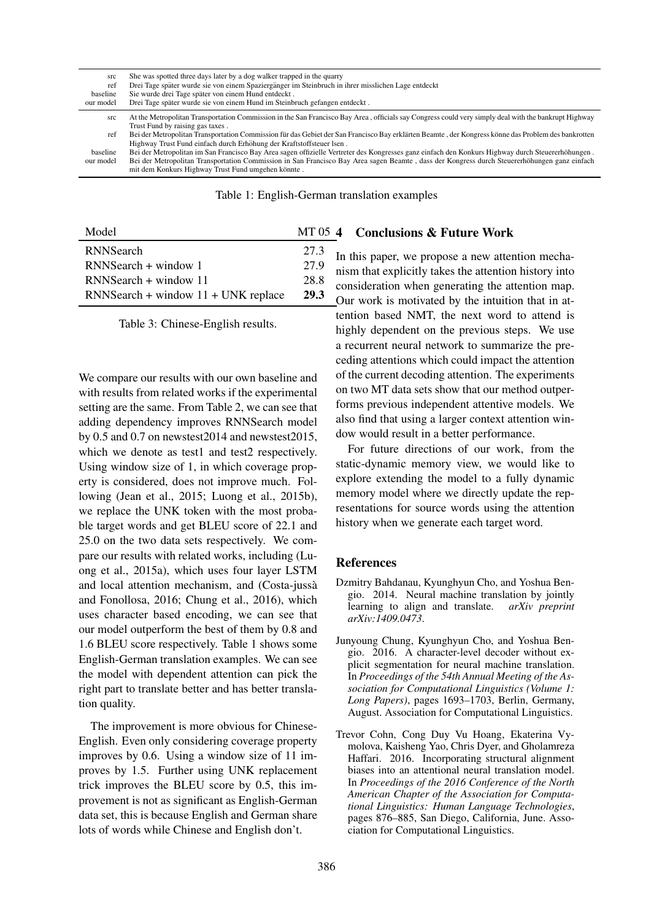| | |
|---|---|
| src | She was spotted three days later by a dog walker trapped in the quarry |
| ref | Drei Tage später wurde sie von einem Spaziergänger im Steinbruch in ihrer misslichen Lage entdeckt |
| baseline | Sie wurde drei Tage später von einem Hund entdeckt . |
| our model | Drei Tage später wurde sie von einem Hund im Steinbruch gefangen entdeckt . |
| src | At the Metropolitan Transportation Commission in the San Francisco Bay Area , officials say Congress could very simply deal with the bankrupt Highway Trust Fund by raising gas taxes . |
| ref | Bei der Metropolitan Transportation Commission für das Gebiet der San Francisco Bay erklärten Beamte , der Kongress könne das Problem des bankrotten Highway Trust Fund einfach durch Erhöhung der Kraftstoffsteuer lsen . |
| baseline | Bei der Metropolitan im San Francisco Bay Area sagen offizielle Vertreter des Kongresses ganz einfach den Konkurs Highway durch Steuererhöhungen . |
| our model | Bei der Metropolitan Transportation Commission in San Francisco Bay Area sagen Beamte , dass der Kongress durch Steuererhöhungen ganz einfach mit dem Konkurs Highway Trust Fund umgehen könnte . |

Table 1: English-German translation examples

| Model | MT 05 |
|---|---|
| RNNSearch | 27.3 |
| RNNSearch + window 1 | 27.9 |
| RNNSearch + window 11 | 28.8 |
| RNNSearch + window 11 + UNK replace | **29.3** |

Table 3: Chinese-English results.

We compare our results with our own baseline and with results from related works if the experimental setting are the same. From Table 2, we can see that adding dependency improves RNNSearch model by 0.5 and 0.7 on newstest2014 and newstest2015, which we denote as test1 and test2 respectively. Using window size of 1, in which coverage property is considered, does not improve much. Following (Jean et al., 2015; Luong et al., 2015b), we replace the UNK token with the most probable target words and get BLEU score of 22.1 and 25.0 on the two data sets respectively. We compare our results with related works, including (Luong et al., 2015a), which uses four layer LSTM and local attention mechanism, and (Costa-jussà and Fonollosa, 2016; Chung et al., 2016), which uses character based encoding, we can see that our model outperform the best of them by 0.8 and 1.6 BLEU score respectively. Table 1 shows some English-German translation examples. We can see the model with dependent attention can pick the right part to translate better and has better translation quality.

The improvement is more obvious for Chinese-English. Even only considering coverage property improves by 0.6. Using a window size of 11 improves by 1.5. Further using UNK replacement trick improves the BLEU score by 0.5, this improvement is not as significant as English-German data set, this is because English and German share lots of words while Chinese and English don't.

## 4 Conclusions & Future Work

In this paper, we propose a new attention mechanism that explicitly takes the attention history into consideration when generating the attention map. Our work is motivated by the intuition that in attention based NMT, the next word to attend is highly dependent on the previous steps. We use a recurrent neural network to summarize the preceding attentions which could impact the attention of the current decoding attention. The experiments on two MT data sets show that our method outperforms previous independent attentive models. We also find that using a larger context attention window would result in a better performance.

For future directions of our work, from the static-dynamic memory view, we would like to explore extending the model to a fully dynamic memory model where we directly update the representations for source words using the attention history when we generate each target word.

## References

Dzmitry Bahdanau, Kyunghyun Cho, and Yoshua Bengio. 2014. Neural machine translation by jointly learning to align and translate. *arXiv preprint arXiv:1409.0473*.

Junyoung Chung, Kyunghyun Cho, and Yoshua Bengio. 2016. A character-level decoder without explicit segmentation for neural machine translation. In *Proceedings of the 54th Annual Meeting of the Association for Computational Linguistics (Volume 1: Long Papers)*, pages 1693–1703, Berlin, Germany, August. Association for Computational Linguistics.

Trevor Cohn, Cong Duy Vu Hoang, Ekaterina Vymolova, Kaisheng Yao, Chris Dyer, and Gholamreza Haffari. 2016. Incorporating structural alignment biases into an attentional neural translation model. In *Proceedings of the 2016 Conference of the North American Chapter of the Association for Computational Linguistics: Human Language Technologies*, pages 876–885, San Diego, California, June. Association for Computational Linguistics.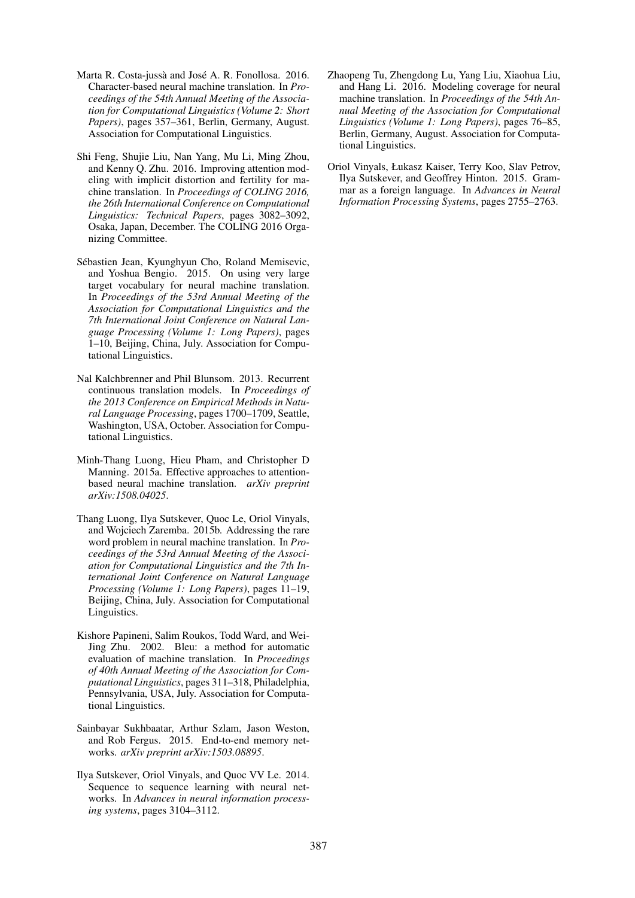Marta R. Costa-jussà and José A. R. Fonollosa. 2016. Character-based neural machine translation. In *Proceedings of the 54th Annual Meeting of the Association for Computational Linguistics (Volume 2: Short Papers)*, pages 357–361, Berlin, Germany, August. Association for Computational Linguistics.

Shi Feng, Shujie Liu, Nan Yang, Mu Li, Ming Zhou, and Kenny Q. Zhu. 2016. Improving attention modeling with implicit distortion and fertility for machine translation. In *Proceedings of COLING 2016, the 26th International Conference on Computational Linguistics: Technical Papers*, pages 3082–3092, Osaka, Japan, December. The COLING 2016 Organizing Committee.

Sébastien Jean, Kyunghyun Cho, Roland Memisevic, and Yoshua Bengio. 2015. On using very large target vocabulary for neural machine translation. In *Proceedings of the 53rd Annual Meeting of the Association for Computational Linguistics and the 7th International Joint Conference on Natural Language Processing (Volume 1: Long Papers)*, pages 1–10, Beijing, China, July. Association for Computational Linguistics.

Nal Kalchbrenner and Phil Blunsom. 2013. Recurrent continuous translation models. In *Proceedings of the 2013 Conference on Empirical Methods in Natural Language Processing*, pages 1700–1709, Seattle, Washington, USA, October. Association for Computational Linguistics.

Minh-Thang Luong, Hieu Pham, and Christopher D Manning. 2015a. Effective approaches to attention-based neural machine translation. *arXiv preprint arXiv:1508.04025*.

Thang Luong, Ilya Sutskever, Quoc Le, Oriol Vinyals, and Wojciech Zaremba. 2015b. Addressing the rare word problem in neural machine translation. In *Proceedings of the 53rd Annual Meeting of the Association for Computational Linguistics and the 7th International Joint Conference on Natural Language Processing (Volume 1: Long Papers)*, pages 11–19, Beijing, China, July. Association for Computational Linguistics.

Kishore Papineni, Salim Roukos, Todd Ward, and Wei-Jing Zhu. 2002. Bleu: a method for automatic evaluation of machine translation. In *Proceedings of 40th Annual Meeting of the Association for Computational Linguistics*, pages 311–318, Philadelphia, Pennsylvania, USA, July. Association for Computational Linguistics.

Sainbayar Sukhbaatar, Arthur Szlam, Jason Weston, and Rob Fergus. 2015. End-to-end memory networks. *arXiv preprint arXiv:1503.08895*.

Ilya Sutskever, Oriol Vinyals, and Quoc VV Le. 2014. Sequence to sequence learning with neural networks. In *Advances in neural information processing systems*, pages 3104–3112.

Zhaopeng Tu, Zhengdong Lu, Yang Liu, Xiaohua Liu, and Hang Li. 2016. Modeling coverage for neural machine translation. In *Proceedings of the 54th Annual Meeting of the Association for Computational Linguistics (Volume 1: Long Papers)*, pages 76–85, Berlin, Germany, August. Association for Computational Linguistics.

Oriol Vinyals, Łukasz Kaiser, Terry Koo, Slav Petrov, Ilya Sutskever, and Geoffrey Hinton. 2015. Grammar as a foreign language. In *Advances in Neural Information Processing Systems*, pages 2755–2763.